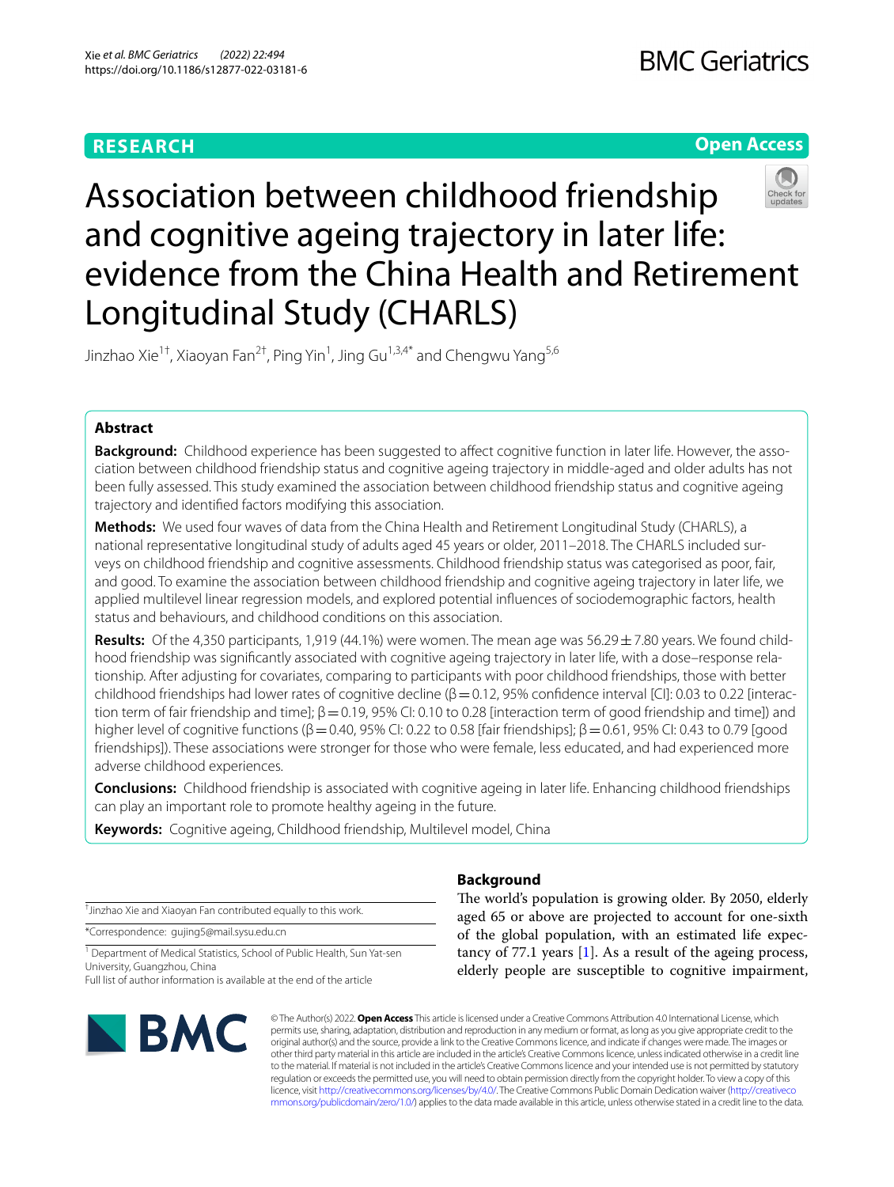RESEARCH

Open Access

# Association between childhood friendship and cognitive ageing trajectory in later life: evidence from the China Health and Retirement Longitudinal Study (CHARLS)

Jinzhao Xie[1†], Xiaoyan Fan[2†], Ping Yin[1], Jing Gu[1,3,4*] and Chengwu Yang[5,6]

## Abstract

**Background:** Childhood experience has been suggested to affect cognitive function in later life. However, the association between childhood friendship status and cognitive ageing trajectory in middle-aged and older adults has not been fully assessed. This study examined the association between childhood friendship status and cognitive ageing trajectory and identified factors modifying this association.

**Methods:** We used four waves of data from the China Health and Retirement Longitudinal Study (CHARLS), a national representative longitudinal study of adults aged 45 years or older, 2011–2018. The CHARLS included surveys on childhood friendship and cognitive assessments. Childhood friendship status was categorised as poor, fair, and good. To examine the association between childhood friendship and cognitive ageing trajectory in later life, we applied multilevel linear regression models, and explored potential influences of sociodemographic factors, health status and behaviours, and childhood conditions on this association.

**Results:** Of the 4,350 participants, 1,919 (44.1%) were women. The mean age was 56.29 ± 7.80 years. We found childhood friendship was significantly associated with cognitive ageing trajectory in later life, with a dose–response relationship. After adjusting for covariates, comparing to participants with poor childhood friendships, those with better childhood friendships had lower rates of cognitive decline (β = 0.12, 95% confidence interval [CI]: 0.03 to 0.22 [interaction term of fair friendship and time]; β = 0.19, 95% CI: 0.10 to 0.28 [interaction term of good friendship and time]) and higher level of cognitive functions (β = 0.40, 95% CI: 0.22 to 0.58 [fair friendships]; β = 0.61, 95% CI: 0.43 to 0.79 [good friendships]). These associations were stronger for those who were female, less educated, and had experienced more adverse childhood experiences.

**Conclusions:** Childhood friendship is associated with cognitive ageing in later life. Enhancing childhood friendships can play an important role to promote healthy ageing in the future.

**Keywords:** Cognitive ageing, Childhood friendship, Multilevel model, China

## Background

The world's population is growing older. By 2050, elderly aged 65 or above are projected to account for one-sixth of the global population, with an estimated life expectancy of 77.1 years [1]. As a result of the ageing process, elderly people are susceptible to cognitive impairment,

†Jinzhao Xie and Xiaoyan Fan contributed equally to this work.

*Correspondence: gujing5@mail.sysu.edu.cn

[1] Department of Medical Statistics, School of Public Health, Sun Yat-sen University, Guangzhou, China

Full list of author information is available at the end of the article

© The Author(s) 2022. **Open Access** This article is licensed under a Creative Commons Attribution 4.0 International License, which permits use, sharing, adaptation, distribution and reproduction in any medium or format, as long as you give appropriate credit to the original author(s) and the source, provide a link to the Creative Commons licence, and indicate if changes were made. The images or other third party material in this article are included in the article's Creative Commons licence, unless indicated otherwise in a credit line to the material. If material is not included in the article's Creative Commons licence and your intended use is not permitted by statutory regulation or exceeds the permitted use, you will need to obtain permission directly from the copyright holder. To view a copy of this licence, visit http://creativecommons.org/licenses/by/4.0/. The Creative Commons Public Domain Dedication waiver (http://creativecommons.org/publicdomain/zero/1.0/) applies to the data made available in this article, unless otherwise stated in a credit line to the data.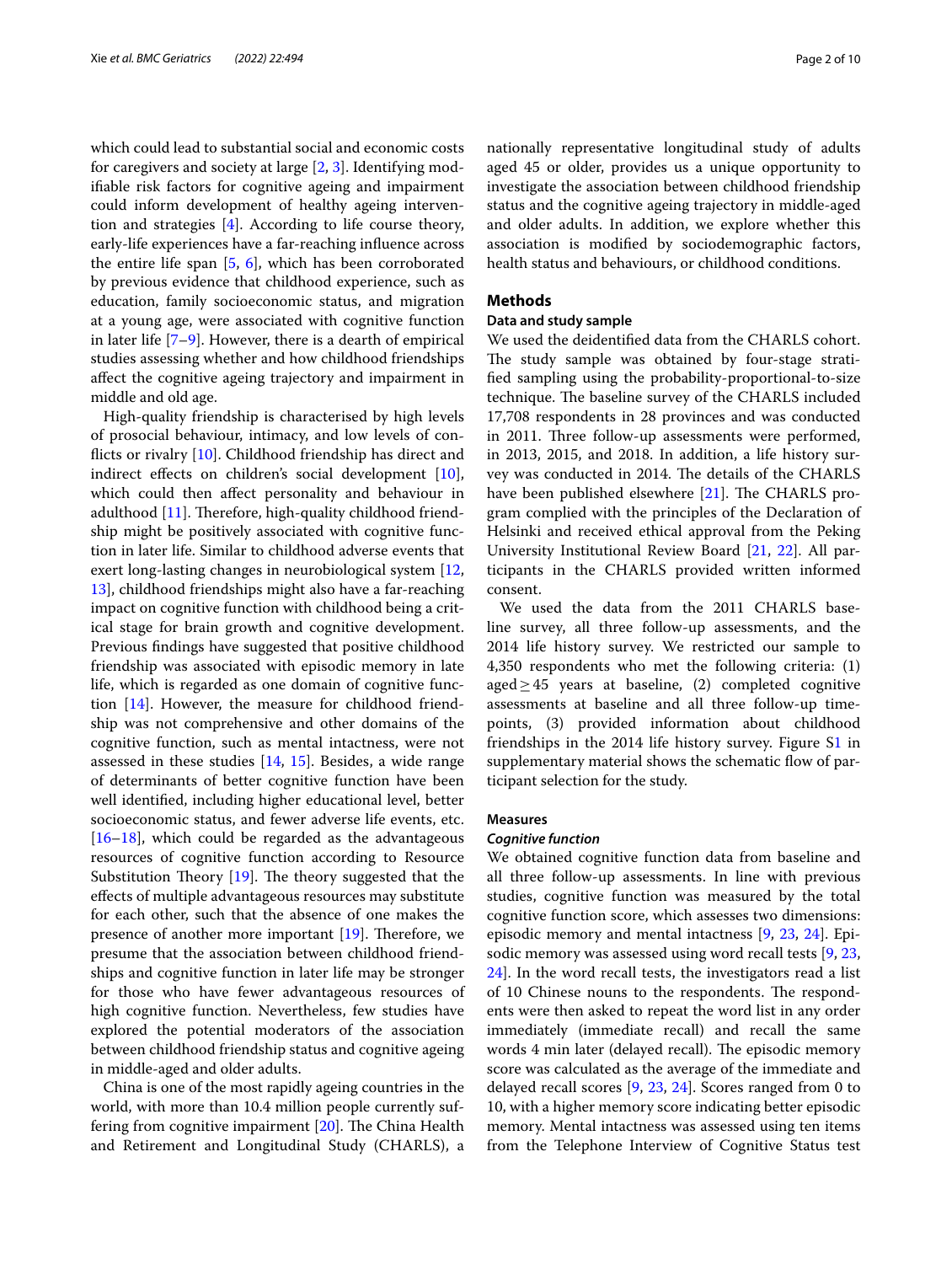which could lead to substantial social and economic costs for caregivers and society at large [2, 3]. Identifying modifiable risk factors for cognitive ageing and impairment could inform development of healthy ageing intervention and strategies [4]. According to life course theory, early-life experiences have a far-reaching influence across the entire life span [5, 6], which has been corroborated by previous evidence that childhood experience, such as education, family socioeconomic status, and migration at a young age, were associated with cognitive function in later life [7–9]. However, there is a dearth of empirical studies assessing whether and how childhood friendships affect the cognitive ageing trajectory and impairment in middle and old age.

High-quality friendship is characterised by high levels of prosocial behaviour, intimacy, and low levels of conflicts or rivalry [10]. Childhood friendship has direct and indirect effects on children's social development [10], which could then affect personality and behaviour in adulthood [11]. Therefore, high-quality childhood friendship might be positively associated with cognitive function in later life. Similar to childhood adverse events that exert long-lasting changes in neurobiological system [12, 13], childhood friendships might also have a far-reaching impact on cognitive function with childhood being a critical stage for brain growth and cognitive development. Previous findings have suggested that positive childhood friendship was associated with episodic memory in late life, which is regarded as one domain of cognitive function [14]. However, the measure for childhood friendship was not comprehensive and other domains of the cognitive function, such as mental intactness, were not assessed in these studies [14, 15]. Besides, a wide range of determinants of better cognitive function have been well identified, including higher educational level, better socioeconomic status, and fewer adverse life events, etc. [16–18], which could be regarded as the advantageous resources of cognitive function according to Resource Substitution Theory [19]. The theory suggested that the effects of multiple advantageous resources may substitute for each other, such that the absence of one makes the presence of another more important [19]. Therefore, we presume that the association between childhood friendships and cognitive function in later life may be stronger for those who have fewer advantageous resources of high cognitive function. Nevertheless, few studies have explored the potential moderators of the association between childhood friendship status and cognitive ageing in middle-aged and older adults.

China is one of the most rapidly ageing countries in the world, with more than 10.4 million people currently suffering from cognitive impairment [20]. The China Health and Retirement and Longitudinal Study (CHARLS), a nationally representative longitudinal study of adults aged 45 or older, provides us a unique opportunity to investigate the association between childhood friendship status and the cognitive ageing trajectory in middle-aged and older adults. In addition, we explore whether this association is modified by sociodemographic factors, health status and behaviours, or childhood conditions.

## Methods

### Data and study sample

We used the deidentified data from the CHARLS cohort. The study sample was obtained by four-stage stratified sampling using the probability-proportional-to-size technique. The baseline survey of the CHARLS included 17,708 respondents in 28 provinces and was conducted in 2011. Three follow-up assessments were performed, in 2013, 2015, and 2018. In addition, a life history survey was conducted in 2014. The details of the CHARLS have been published elsewhere [21]. The CHARLS program complied with the principles of the Declaration of Helsinki and received ethical approval from the Peking University Institutional Review Board [21, 22]. All participants in the CHARLS provided written informed consent.

We used the data from the 2011 CHARLS baseline survey, all three follow-up assessments, and the 2014 life history survey. We restricted our sample to 4,350 respondents who met the following criteria: (1) aged ≥ 45 years at baseline, (2) completed cognitive assessments at baseline and all three follow-up timepoints, (3) provided information about childhood friendships in the 2014 life history survey. Figure S1 in supplementary material shows the schematic flow of participant selection for the study.

### Measures

#### *Cognitive function*

We obtained cognitive function data from baseline and all three follow-up assessments. In line with previous studies, cognitive function was measured by the total cognitive function score, which assesses two dimensions: episodic memory and mental intactness [9, 23, 24]. Episodic memory was assessed using word recall tests [9, 23, 24]. In the word recall tests, the investigators read a list of 10 Chinese nouns to the respondents. The respondents were then asked to repeat the word list in any order immediately (immediate recall) and recall the same words 4 min later (delayed recall). The episodic memory score was calculated as the average of the immediate and delayed recall scores [9, 23, 24]. Scores ranged from 0 to 10, with a higher memory score indicating better episodic memory. Mental intactness was assessed using ten items from the Telephone Interview of Cognitive Status test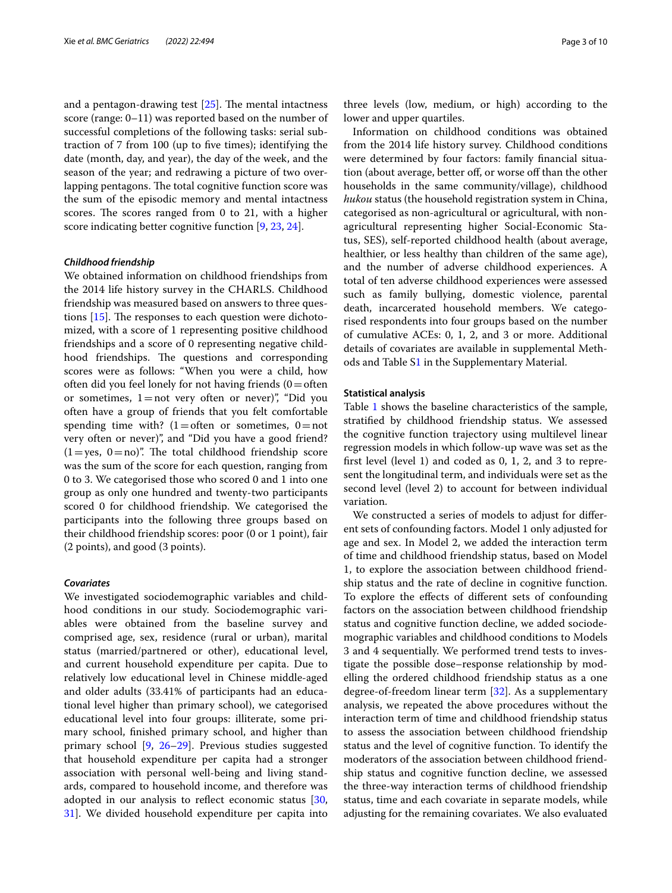and a pentagon-drawing test [25]. The mental intactness score (range: 0–11) was reported based on the number of successful completions of the following tasks: serial subtraction of 7 from 100 (up to five times); identifying the date (month, day, and year), the day of the week, and the season of the year; and redrawing a picture of two overlapping pentagons. The total cognitive function score was the sum of the episodic memory and mental intactness scores. The scores ranged from 0 to 21, with a higher score indicating better cognitive function [9, 23, 24].

#### *Childhood friendship*

We obtained information on childhood friendships from the 2014 life history survey in the CHARLS. Childhood friendship was measured based on answers to three questions [15]. The responses to each question were dichotomized, with a score of 1 representing positive childhood friendships and a score of 0 representing negative childhood friendships. The questions and corresponding scores were as follows: "When you were a child, how often did you feel lonely for not having friends (0 = often or sometimes, 1 = not very often or never)", "Did you often have a group of friends that you felt comfortable spending time with? (1 = often or sometimes, 0 = not very often or never)", and "Did you have a good friend? (1 = yes, 0 = no)". The total childhood friendship score was the sum of the score for each question, ranging from 0 to 3. We categorised those who scored 0 and 1 into one group as only one hundred and twenty-two participants scored 0 for childhood friendship. We categorised the participants into the following three groups based on their childhood friendship scores: poor (0 or 1 point), fair (2 points), and good (3 points).

#### *Covariates*

We investigated sociodemographic variables and childhood conditions in our study. Sociodemographic variables were obtained from the baseline survey and comprised age, sex, residence (rural or urban), marital status (married/partnered or other), educational level, and current household expenditure per capita. Due to relatively low educational level in Chinese middle-aged and older adults (33.41% of participants had an educational level higher than primary school), we categorised educational level into four groups: illiterate, some primary school, finished primary school, and higher than primary school [9, 26–29]. Previous studies suggested that household expenditure per capita had a stronger association with personal well-being and living standards, compared to household income, and therefore was adopted in our analysis to reflect economic status [30, 31]. We divided household expenditure per capita into three levels (low, medium, or high) according to the lower and upper quartiles.

Information on childhood conditions was obtained from the 2014 life history survey. Childhood conditions were determined by four factors: family financial situation (about average, better off, or worse off than the other households in the same community/village), childhood *hukou* status (the household registration system in China, categorised as non-agricultural or agricultural, with non-agricultural representing higher Social-Economic Status, SES), self-reported childhood health (about average, healthier, or less healthy than children of the same age), and the number of adverse childhood experiences. A total of ten adverse childhood experiences were assessed such as family bullying, domestic violence, parental death, incarcerated household members. We categorised respondents into four groups based on the number of cumulative ACEs: 0, 1, 2, and 3 or more. Additional details of covariates are available in supplemental Methods and Table S1 in the Supplementary Material.

### Statistical analysis

Table 1 shows the baseline characteristics of the sample, stratified by childhood friendship status. We assessed the cognitive function trajectory using multilevel linear regression models in which follow-up wave was set as the first level (level 1) and coded as 0, 1, 2, and 3 to represent the longitudinal term, and individuals were set as the second level (level 2) to account for between individual variation.

We constructed a series of models to adjust for different sets of confounding factors. Model 1 only adjusted for age and sex. In Model 2, we added the interaction term of time and childhood friendship status, based on Model 1, to explore the association between childhood friendship status and the rate of decline in cognitive function. To explore the effects of different sets of confounding factors on the association between childhood friendship status and cognitive function decline, we added sociodemographic variables and childhood conditions to Models 3 and 4 sequentially. We performed trend tests to investigate the possible dose–response relationship by modelling the ordered childhood friendship status as a one degree-of-freedom linear term [32]. As a supplementary analysis, we repeated the above procedures without the interaction term of time and childhood friendship status to assess the association between childhood friendship status and the level of cognitive function. To identify the moderators of the association between childhood friendship status and cognitive function decline, we assessed the three-way interaction terms of childhood friendship status, time and each covariate in separate models, while adjusting for the remaining covariates. We also evaluated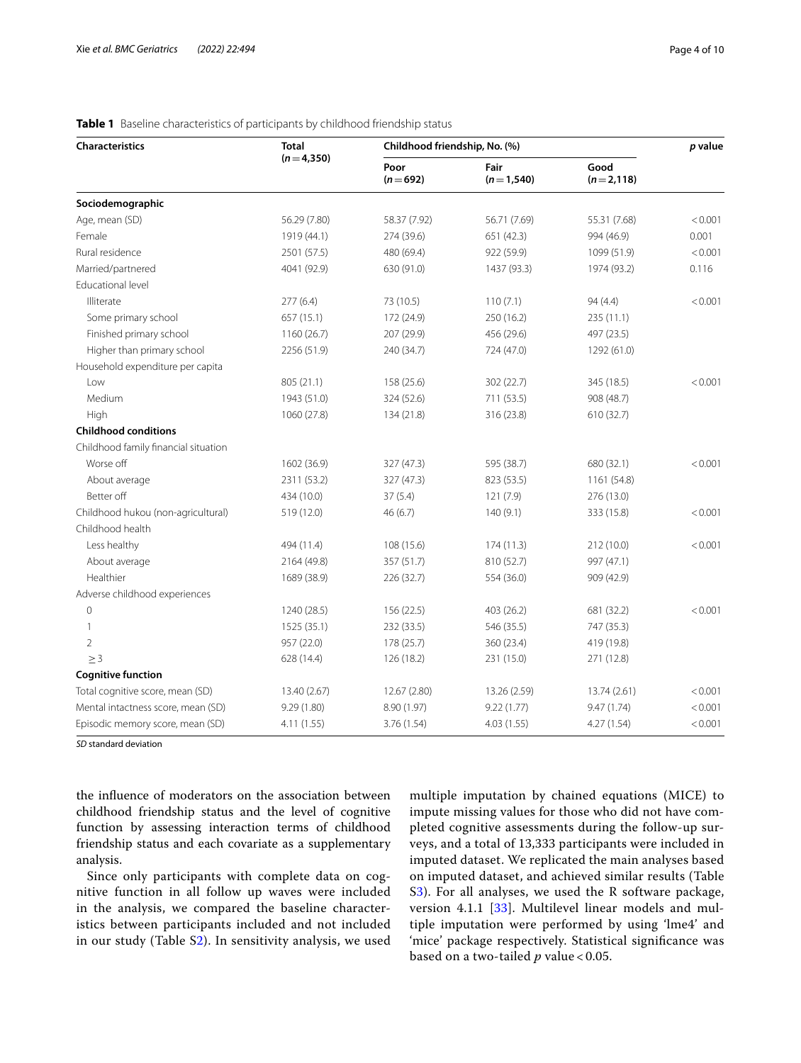**Table 1** Baseline characteristics of participants by childhood friendship status

| Characteristics | Total ($n=4{,}350$) | Childhood friendship, No. (%) | | | *p* value |
|---|---|---|---|---|---|
| | | Poor ($n=692$) | Fair ($n=1{,}540$) | Good ($n=2{,}118$) | |
| **Sociodemographic** | | | | | |
| Age, mean (SD) | 56.29 (7.80) | 58.37 (7.92) | 56.71 (7.69) | 55.31 (7.68) | < 0.001 |
| Female | 1919 (44.1) | 274 (39.6) | 651 (42.3) | 994 (46.9) | 0.001 |
| Rural residence | 2501 (57.5) | 480 (69.4) | 922 (59.9) | 1099 (51.9) | < 0.001 |
| Married/partnered | 4041 (92.9) | 630 (91.0) | 1437 (93.3) | 1974 (93.2) | 0.116 |
| Educational level | | | | | |
| Illiterate | 277 (6.4) | 73 (10.5) | 110 (7.1) | 94 (4.4) | < 0.001 |
| Some primary school | 657 (15.1) | 172 (24.9) | 250 (16.2) | 235 (11.1) | |
| Finished primary school | 1160 (26.7) | 207 (29.9) | 456 (29.6) | 497 (23.5) | |
| Higher than primary school | 2256 (51.9) | 240 (34.7) | 724 (47.0) | 1292 (61.0) | |
| Household expenditure per capita | | | | | |
| Low | 805 (21.1) | 158 (25.6) | 302 (22.7) | 345 (18.5) | < 0.001 |
| Medium | 1943 (51.0) | 324 (52.6) | 711 (53.5) | 908 (48.7) | |
| High | 1060 (27.8) | 134 (21.8) | 316 (23.8) | 610 (32.7) | |
| **Childhood conditions** | | | | | |
| Childhood family financial situation | | | | | |
| Worse off | 1602 (36.9) | 327 (47.3) | 595 (38.7) | 680 (32.1) | < 0.001 |
| About average | 2311 (53.2) | 327 (47.3) | 823 (53.5) | 1161 (54.8) | |
| Better off | 434 (10.0) | 37 (5.4) | 121 (7.9) | 276 (13.0) | |
| Childhood hukou (non-agricultural) | 519 (12.0) | 46 (6.7) | 140 (9.1) | 333 (15.8) | < 0.001 |
| Childhood health | | | | | |
| Less healthy | 494 (11.4) | 108 (15.6) | 174 (11.3) | 212 (10.0) | < 0.001 |
| About average | 2164 (49.8) | 357 (51.7) | 810 (52.7) | 997 (47.1) | |
| Healthier | 1689 (38.9) | 226 (32.7) | 554 (36.0) | 909 (42.9) | |
| Adverse childhood experiences | | | | | |
| 0 | 1240 (28.5) | 156 (22.5) | 403 (26.2) | 681 (32.2) | < 0.001 |
| 1 | 1525 (35.1) | 232 (33.5) | 546 (35.5) | 747 (35.3) | |
| 2 | 957 (22.0) | 178 (25.7) | 360 (23.4) | 419 (19.8) | |
| ≥ 3 | 628 (14.4) | 126 (18.2) | 231 (15.0) | 271 (12.8) | |
| **Cognitive function** | | | | | |
| Total cognitive score, mean (SD) | 13.40 (2.67) | 12.67 (2.80) | 13.26 (2.59) | 13.74 (2.61) | < 0.001 |
| Mental intactness score, mean (SD) | 9.29 (1.80) | 8.90 (1.97) | 9.22 (1.77) | 9.47 (1.74) | < 0.001 |
| Episodic memory score, mean (SD) | 4.11 (1.55) | 3.76 (1.54) | 4.03 (1.55) | 4.27 (1.54) | < 0.001 |

*SD* standard deviation

the influence of moderators on the association between childhood friendship status and the level of cognitive function by assessing interaction terms of childhood friendship status and each covariate as a supplementary analysis.

Since only participants with complete data on cognitive function in all follow up waves were included in the analysis, we compared the baseline characteristics between participants included and not included in our study (Table S2). In sensitivity analysis, we used multiple imputation by chained equations (MICE) to impute missing values for those who did not have completed cognitive assessments during the follow-up surveys, and a total of 13,333 participants were included in imputed dataset. We replicated the main analyses based on imputed dataset, and achieved similar results (Table S3). For all analyses, we used the R software package, version 4.1.1 [33]. Multilevel linear models and multiple imputation were performed by using 'lme4' and 'mice' package respectively. Statistical significance was based on a two-tailed *p* value < 0.05.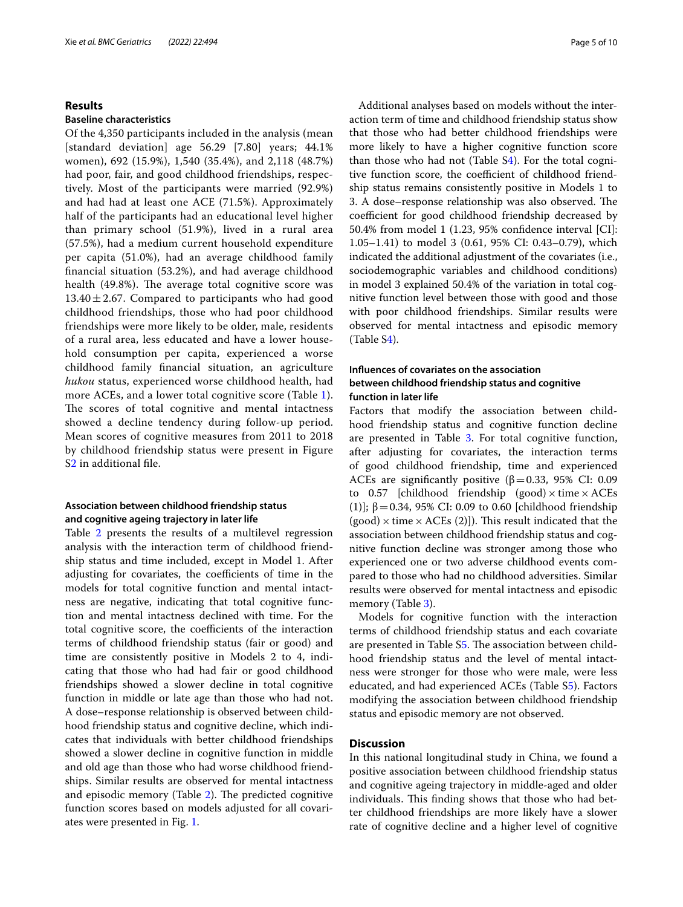## Results

### Baseline characteristics

Of the 4,350 participants included in the analysis (mean [standard deviation] age 56.29 [7.80] years; 44.1% women), 692 (15.9%), 1,540 (35.4%), and 2,118 (48.7%) had poor, fair, and good childhood friendships, respectively. Most of the participants were married (92.9%) and had had at least one ACE (71.5%). Approximately half of the participants had an educational level higher than primary school (51.9%), lived in a rural area (57.5%), had a medium current household expenditure per capita (51.0%), had an average childhood family financial situation (53.2%), and had average childhood health (49.8%). The average total cognitive score was $13.40 \pm 2.67$. Compared to participants who had good childhood friendships, those who had poor childhood friendships were more likely to be older, male, residents of a rural area, less educated and have a lower household consumption per capita, experienced a worse childhood family financial situation, an agriculture *hukou* status, experienced worse childhood health, had more ACEs, and a lower total cognitive score (Table 1). The scores of total cognitive and mental intactness showed a decline tendency during follow-up period. Mean scores of cognitive measures from 2011 to 2018 by childhood friendship status were present in Figure S2 in additional file.

### Association between childhood friendship status and cognitive ageing trajectory in later life

Table 2 presents the results of a multilevel regression analysis with the interaction term of childhood friendship status and time included, except in Model 1. After adjusting for covariates, the coefficients of time in the models for total cognitive function and mental intactness are negative, indicating that total cognitive function and mental intactness declined with time. For the total cognitive score, the coefficients of the interaction terms of childhood friendship status (fair or good) and time are consistently positive in Models 2 to 4, indicating that those who had had fair or good childhood friendships showed a slower decline in total cognitive function in middle or late age than those who had not. A dose–response relationship is observed between childhood friendship status and cognitive decline, which indicates that individuals with better childhood friendships showed a slower decline in cognitive function in middle and old age than those who had worse childhood friendships. Similar results are observed for mental intactness and episodic memory (Table 2). The predicted cognitive function scores based on models adjusted for all covariates were presented in Fig. 1.

Additional analyses based on models without the interaction term of time and childhood friendship status show that those who had better childhood friendships were more likely to have a higher cognitive function score than those who had not (Table S4). For the total cognitive function score, the coefficient of childhood friendship status remains consistently positive in Models 1 to 3. A dose–response relationship was also observed. The coefficient for good childhood friendship decreased by 50.4% from model 1 (1.23, 95% confidence interval [CI]: 1.05–1.41) to model 3 (0.61, 95% CI: 0.43–0.79), which indicated the additional adjustment of the covariates (i.e., sociodemographic variables and childhood conditions) in model 3 explained 50.4% of the variation in total cognitive function level between those with good and those with poor childhood friendships. Similar results were observed for mental intactness and episodic memory (Table S4).

### Influences of covariates on the association between childhood friendship status and cognitive function in later life

Factors that modify the association between childhood friendship status and cognitive function decline are presented in Table 3. For total cognitive function, after adjusting for covariates, the interaction terms of good childhood friendship, time and experienced ACEs are significantly positive ($\beta = 0.33$, 95% CI: 0.09 to 0.57 [childhood friendship (good) $\times$ time $\times$ ACEs (1)]; $\beta = 0.34$, 95% CI: 0.09 to 0.60 [childhood friendship (good) $\times$ time $\times$ ACEs (2)]). This result indicated that the association between childhood friendship status and cognitive function decline was stronger among those who experienced one or two adverse childhood events compared to those who had no childhood adversities. Similar results were observed for mental intactness and episodic memory (Table 3).

Models for cognitive function with the interaction terms of childhood friendship status and each covariate are presented in Table S5. The association between childhood friendship status and the level of mental intactness were stronger for those who were male, were less educated, and had experienced ACEs (Table S5). Factors modifying the association between childhood friendship status and episodic memory are not observed.

## Discussion

In this national longitudinal study in China, we found a positive association between childhood friendship status and cognitive ageing trajectory in middle-aged and older individuals. This finding shows that those who had better childhood friendships are more likely have a slower rate of cognitive decline and a higher level of cognitive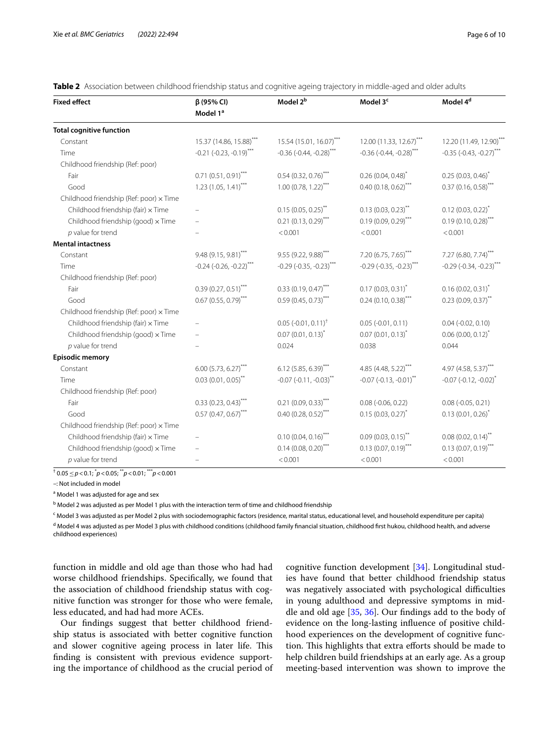**Table 2** Association between childhood friendship status and cognitive ageing trajectory in middle-aged and older adults

| Fixed effect | β (95% CI) Model 1[a] | Model 2[b] | Model 3[c] | Model 4[d] |
|---|---|---|---|---|
| **Total cognitive function** | | | | |
| Constant | 15.37 (14.86, 15.88)*** | 15.54 (15.01, 16.07)*** | 12.00 (11.33, 12.67)*** | 12.20 (11.49, 12.90)*** |
| Time | -0.21 (-0.23, -0.19)*** | -0.36 (-0.44, -0.28)*** | -0.36 (-0.44, -0.28)*** | -0.35 (-0.43, -0.27)*** |
| Childhood friendship (Ref: poor) | | | | |
| Fair | 0.71 (0.51, 0.91)*** | 0.54 (0.32, 0.76)*** | 0.26 (0.04, 0.48)* | 0.25 (0.03, 0.46)* |
| Good | 1.23 (1.05, 1.41)*** | 1.00 (0.78, 1.22)*** | 0.40 (0.18, 0.62)*** | 0.37 (0.16, 0.58)*** |
| Childhood friendship (Ref: poor) × Time | | | | |
| Childhood friendship (fair) × Time | – | 0.15 (0.05, 0.25)** | 0.13 (0.03, 0.23)** | 0.12 (0.03, 0.22)* |
| Childhood friendship (good) × Time | – | 0.21 (0.13, 0.29)*** | 0.19 (0.09, 0.29)*** | 0.19 (0.10, 0.28)*** |
| *p* value for trend | – | < 0.001 | < 0.001 | < 0.001 |
| **Mental intactness** | | | | |
| Constant | 9.48 (9.15, 9.81)*** | 9.55 (9.22, 9.88)*** | 7.20 (6.75, 7.65)*** | 7.27 (6.80, 7.74)*** |
| Time | -0.24 (-0.26, -0.22)*** | -0.29 (-0.35, -0.23)*** | -0.29 (-0.35, -0.23)*** | -0.29 (-0.34, -0.23)*** |
| Childhood friendship (Ref: poor) | | | | |
| Fair | 0.39 (0.27, 0.51)*** | 0.33 (0.19, 0.47)*** | 0.17 (0.03, 0.31)* | 0.16 (0.02, 0.31)* |
| Good | 0.67 (0.55, 0.79)*** | 0.59 (0.45, 0.73)*** | 0.24 (0.10, 0.38)*** | 0.23 (0.09, 0.37)** |
| Childhood friendship (Ref: poor) × Time | | | | |
| Childhood friendship (fair) × Time | – | 0.05 (-0.01, 0.11)† | 0.05 (-0.01, 0.11) | 0.04 (-0.02, 0.10) |
| Childhood friendship (good) × Time | – | 0.07 (0.01, 0.13)* | 0.07 (0.01, 0.13)* | 0.06 (0.00, 0.12)* |
| *p* value for trend | – | 0.024 | 0.038 | 0.044 |
| **Episodic memory** | | | | |
| Constant | 6.00 (5.73, 6.27)*** | 6.12 (5.85, 6.39)*** | 4.85 (4.48, 5.22)*** | 4.97 (4.58, 5.37)*** |
| Time | 0.03 (0.01, 0.05)** | -0.07 (-0.11, -0.03)** | -0.07 (-0.13, -0.01)** | -0.07 (-0.12, -0.02)* |
| Childhood friendship (Ref: poor) | | | | |
| Fair | 0.33 (0.23, 0.43)*** | 0.21 (0.09, 0.33)*** | 0.08 (-0.06, 0.22) | 0.08 (-0.05, 0.21) |
| Good | 0.57 (0.47, 0.67)*** | 0.40 (0.28, 0.52)*** | 0.15 (0.03, 0.27)* | 0.13 (0.01, 0.26)* |
| Childhood friendship (Ref: poor) × Time | | | | |
| Childhood friendship (fair) × Time | – | 0.10 (0.04, 0.16)*** | 0.09 (0.03, 0.15)** | 0.08 (0.02, 0.14)** |
| Childhood friendship (good) × Time | – | 0.14 (0.08, 0.20)*** | 0.13 (0.07, 0.19)*** | 0.13 (0.07, 0.19)*** |
| *p* value for trend | – | < 0.001 | < 0.001 | < 0.001 |

† $0.05 \le p < 0.1$; * $p < 0.05$; ** $p < 0.01$; *** $p < 0.001$

–: Not included in model

[a] Model 1 was adjusted for age and sex

[b] Model 2 was adjusted as per Model 1 plus with the interaction term of time and childhood friendship

[c] Model 3 was adjusted as per Model 2 plus with sociodemographic factors (residence, marital status, educational level, and household expenditure per capita)

[d] Model 4 was adjusted as per Model 3 plus with childhood conditions (childhood family financial situation, childhood first hukou, childhood health, and adverse childhood experiences)

function in middle and old age than those who had had worse childhood friendships. Specifically, we found that the association of childhood friendship status with cognitive function was stronger for those who were female, less educated, and had had more ACEs.

Our findings suggest that better childhood friendship status is associated with better cognitive function and slower cognitive ageing process in later life. This finding is consistent with previous evidence supporting the importance of childhood as the crucial period of cognitive function development [34]. Longitudinal studies have found that better childhood friendship status was negatively associated with psychological difficulties in young adulthood and depressive symptoms in middle and old age [35, 36]. Our findings add to the body of evidence on the long-lasting influence of positive childhood experiences on the development of cognitive function. This highlights that extra efforts should be made to help children build friendships at an early age. As a group meeting-based intervention was shown to improve the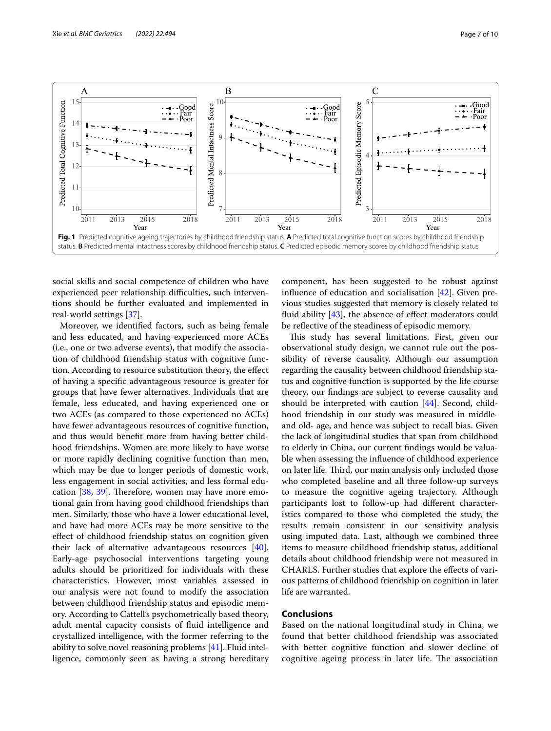Fig. 1 Predicted cognitive ageing trajectories by childhood friendship status. **A** Predicted total cognitive function scores by childhood friendship status. **B** Predicted mental intactness scores by childhood friendship status. **C** Predicted episodic memory scores by childhood friendship status

social skills and social competence of children who have experienced peer relationship difficulties, such interventions should be further evaluated and implemented in real-world settings [37].

Moreover, we identified factors, such as being female and less educated, and having experienced more ACEs (i.e., one or two adverse events), that modify the association of childhood friendship status with cognitive function. According to resource substitution theory, the effect of having a specific advantageous resource is greater for groups that have fewer alternatives. Individuals that are female, less educated, and having experienced one or two ACEs (as compared to those experienced no ACEs) have fewer advantageous resources of cognitive function, and thus would benefit more from having better childhood friendships. Women are more likely to have worse or more rapidly declining cognitive function than men, which may be due to longer periods of domestic work, less engagement in social activities, and less formal education [38, 39]. Therefore, women may have more emotional gain from having good childhood friendships than men. Similarly, those who have a lower educational level, and have had more ACEs may be more sensitive to the effect of childhood friendship status on cognition given their lack of alternative advantageous resources [40]. Early-age psychosocial interventions targeting young adults should be prioritized for individuals with these characteristics. However, most variables assessed in our analysis were not found to modify the association between childhood friendship status and episodic memory. According to Cattell's psychometrically based theory, adult mental capacity consists of fluid intelligence and crystallized intelligence, with the former referring to the ability to solve novel reasoning problems [41]. Fluid intelligence, commonly seen as having a strong hereditary component, has been suggested to be robust against influence of education and socialisation [42]. Given previous studies suggested that memory is closely related to fluid ability [43], the absence of effect moderators could be reflective of the steadiness of episodic memory.

This study has several limitations. First, given our observational study design, we cannot rule out the possibility of reverse causality. Although our assumption regarding the causality between childhood friendship status and cognitive function is supported by the life course theory, our findings are subject to reverse causality and should be interpreted with caution [44]. Second, childhood friendship in our study was measured in middle- and old- age, and hence was subject to recall bias. Given the lack of longitudinal studies that span from childhood to elderly in China, our current findings would be valuable when assessing the influence of childhood experience on later life. Third, our main analysis only included those who completed baseline and all three follow-up surveys to measure the cognitive ageing trajectory. Although participants lost to follow-up had different characteristics compared to those who completed the study, the results remain consistent in our sensitivity analysis using imputed data. Last, although we combined three items to measure childhood friendship status, additional details about childhood friendship were not measured in CHARLS. Further studies that explore the effects of various patterns of childhood friendship on cognition in later life are warranted.

## Conclusions

Based on the national longitudinal study in China, we found that better childhood friendship was associated with better cognitive function and slower decline of cognitive ageing process in later life. The association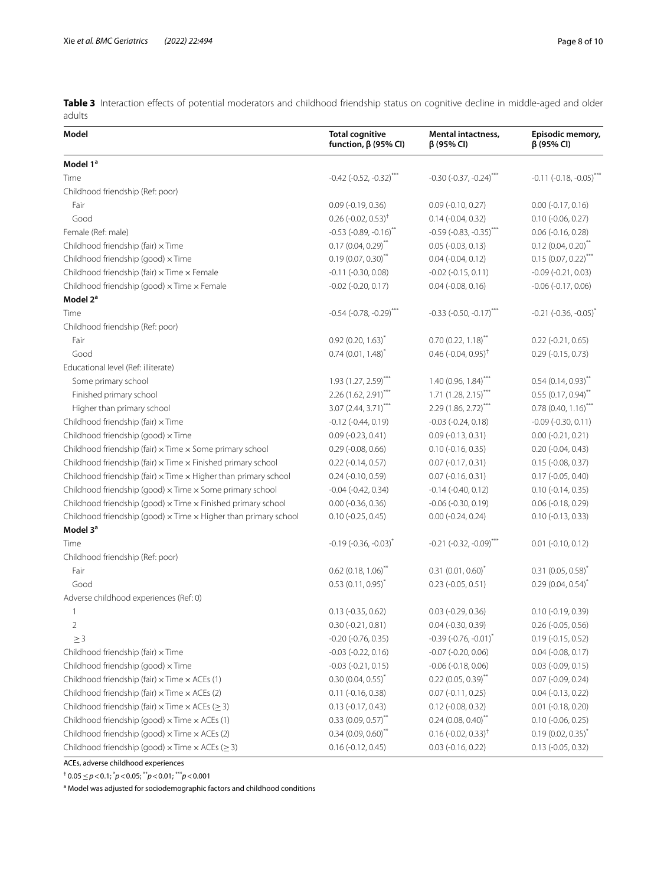**Table 3** Interaction effects of potential moderators and childhood friendship status on cognitive decline in middle-aged and older adults

| Model | Total cognitive function, β (95% CI) | Mental intactness, β (95% CI) | Episodic memory, β (95% CI) |
|---|---|---|---|
| **Model 1[a]** | | | |
| Time | -0.42 (-0.52, -0.32)*** | -0.30 (-0.37, -0.24)*** | -0.11 (-0.18, -0.05)*** |
| Childhood friendship (Ref: poor) | | | |
| Fair | 0.09 (-0.19, 0.36) | 0.09 (-0.10, 0.27) | 0.00 (-0.17, 0.16) |
| Good | 0.26 (-0.02, 0.53)† | 0.14 (-0.04, 0.32) | 0.10 (-0.06, 0.27) |
| Female (Ref: male) | -0.53 (-0.89, -0.16)** | -0.59 (-0.83, -0.35)*** | 0.06 (-0.16, 0.28) |
| Childhood friendship (fair) × Time | 0.17 (0.04, 0.29)** | 0.05 (-0.03, 0.13) | 0.12 (0.04, 0.20)** |
| Childhood friendship (good) × Time | 0.19 (0.07, 0.30)** | 0.04 (-0.04, 0.12) | 0.15 (0.07, 0.22)*** |
| Childhood friendship (fair) × Time × Female | -0.11 (-0.30, 0.08) | -0.02 (-0.15, 0.11) | -0.09 (-0.21, 0.03) |
| Childhood friendship (good) × Time × Female | -0.02 (-0.20, 0.17) | 0.04 (-0.08, 0.16) | -0.06 (-0.17, 0.06) |
| **Model 2[a]** | | | |
| Time | -0.54 (-0.78, -0.29)*** | -0.33 (-0.50, -0.17)*** | -0.21 (-0.36, -0.05)* |
| Childhood friendship (Ref: poor) | | | |
| Fair | 0.92 (0.20, 1.63)* | 0.70 (0.22, 1.18)** | 0.22 (-0.21, 0.65) |
| Good | 0.74 (0.01, 1.48)* | 0.46 (-0.04, 0.95)† | 0.29 (-0.15, 0.73) |
| Educational level (Ref: illiterate) | | | |
| Some primary school | 1.93 (1.27, 2.59)*** | 1.40 (0.96, 1.84)*** | 0.54 (0.14, 0.93)** |
| Finished primary school | 2.26 (1.62, 2.91)*** | 1.71 (1.28, 2.15)*** | 0.55 (0.17, 0.94)** |
| Higher than primary school | 3.07 (2.44, 3.71)*** | 2.29 (1.86, 2.72)*** | 0.78 (0.40, 1.16)*** |
| Childhood friendship (fair) × Time | -0.12 (-0.44, 0.19) | -0.03 (-0.24, 0.18) | -0.09 (-0.30, 0.11) |
| Childhood friendship (good) × Time | 0.09 (-0.23, 0.41) | 0.09 (-0.13, 0.31) | 0.00 (-0.21, 0.21) |
| Childhood friendship (fair) × Time × Some primary school | 0.29 (-0.08, 0.66) | 0.10 (-0.16, 0.35) | 0.20 (-0.04, 0.43) |
| Childhood friendship (fair) × Time × Finished primary school | 0.22 (-0.14, 0.57) | 0.07 (-0.17, 0.31) | 0.15 (-0.08, 0.37) |
| Childhood friendship (fair) × Time × Higher than primary school | 0.24 (-0.10, 0.59) | 0.07 (-0.16, 0.31) | 0.17 (-0.05, 0.40) |
| Childhood friendship (good) × Time × Some primary school | -0.04 (-0.42, 0.34) | -0.14 (-0.40, 0.12) | 0.10 (-0.14, 0.35) |
| Childhood friendship (good) × Time × Finished primary school | 0.00 (-0.36, 0.36) | -0.06 (-0.30, 0.19) | 0.06 (-0.18, 0.29) |
| Childhood friendship (good) × Time × Higher than primary school | 0.10 (-0.25, 0.45) | 0.00 (-0.24, 0.24) | 0.10 (-0.13, 0.33) |
| **Model 3[a]** | | | |
| Time | -0.19 (-0.36, -0.03)* | -0.21 (-0.32, -0.09)*** | 0.01 (-0.10, 0.12) |
| Childhood friendship (Ref: poor) | | | |
| Fair | 0.62 (0.18, 1.06)** | 0.31 (0.01, 0.60)* | 0.31 (0.05, 0.58)* |
| Good | 0.53 (0.11, 0.95)* | 0.23 (-0.05, 0.51) | 0.29 (0.04, 0.54)* |
| Adverse childhood experiences (Ref: 0) | | | |
| 1 | 0.13 (-0.35, 0.62) | 0.03 (-0.29, 0.36) | 0.10 (-0.19, 0.39) |
| 2 | 0.30 (-0.21, 0.81) | 0.04 (-0.30, 0.39) | 0.26 (-0.05, 0.56) |
| ≥ 3 | -0.20 (-0.76, 0.35) | -0.39 (-0.76, -0.01)* | 0.19 (-0.15, 0.52) |
| Childhood friendship (fair) × Time | -0.03 (-0.22, 0.16) | -0.07 (-0.20, 0.06) | 0.04 (-0.08, 0.17) |
| Childhood friendship (good) × Time | -0.03 (-0.21, 0.15) | -0.06 (-0.18, 0.06) | 0.03 (-0.09, 0.15) |
| Childhood friendship (fair) × Time × ACEs (1) | 0.30 (0.04, 0.55)* | 0.22 (0.05, 0.39)** | 0.07 (-0.09, 0.24) |
| Childhood friendship (fair) × Time × ACEs (2) | 0.11 (-0.16, 0.38) | 0.07 (-0.11, 0.25) | 0.04 (-0.13, 0.22) |
| Childhood friendship (fair) × Time × ACEs (≥ 3) | 0.13 (-0.17, 0.43) | 0.12 (-0.08, 0.32) | 0.01 (-0.18, 0.20) |
| Childhood friendship (good) × Time × ACEs (1) | 0.33 (0.09, 0.57)** | 0.24 (0.08, 0.40)** | 0.10 (-0.06, 0.25) |
| Childhood friendship (good) × Time × ACEs (2) | 0.34 (0.09, 0.60)** | 0.16 (-0.02, 0.33)† | 0.19 (0.02, 0.35)* |
| Childhood friendship (good) × Time × ACEs (≥ 3) | 0.16 (-0.12, 0.45) | 0.03 (-0.16, 0.22) | 0.13 (-0.05, 0.32) |

ACEs, adverse childhood experiences

† $0.05 \leq p < 0.1$; * $p < 0.05$; ** $p < 0.01$; *** $p < 0.001$

[a] Model was adjusted for sociodemographic factors and childhood conditions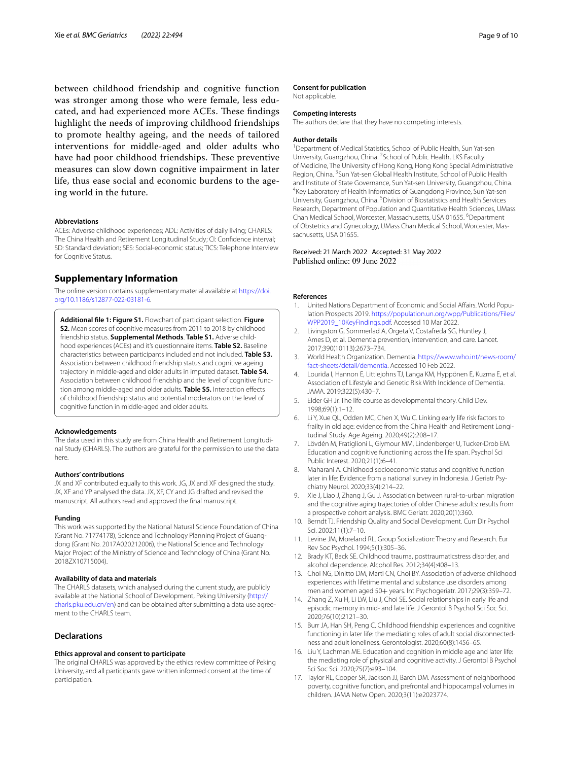between childhood friendship and cognitive function was stronger among those who were female, less educated, and had experienced more ACEs. These findings highlight the needs of improving childhood friendships to promote healthy ageing, and the needs of tailored interventions for middle-aged and older adults who have had poor childhood friendships. These preventive measures can slow down cognitive impairment in later life, thus ease social and economic burdens to the ageing world in the future.

#### Abbreviations

ACEs: Adverse childhood experiences; ADL: Activities of daily living; CHARLS: The China Health and Retirement Longitudinal Study; CI: Confidence interval; SD: Standard deviation; SES: Social-economic status; TICS: Telephone Interview for Cognitive Status.

## Supplementary Information

The online version contains supplementary material available at https://doi.org/10.1186/s12877-022-03181-6.

**Additional file 1: Figure S1.** Flowchart of participant selection. **Figure S2.** Mean scores of cognitive measures from 2011 to 2018 by childhood friendship status. **Supplemental Methods**. **Table S1.** Adverse childhood experiences (ACEs) and it's questionnaire items. **Table S2.** Baseline characteristics between participants included and not included. **Table S3.** Association between childhood friendship status and cognitive ageing trajectory in middle-aged and older adults in imputed dataset. **Table S4.** Association between childhood friendship and the level of cognitive function among middle-aged and older adults. **Table S5.** Interaction effects of childhood friendship status and potential moderators on the level of cognitive function in middle-aged and older adults.

#### Acknowledgements

The data used in this study are from China Health and Retirement Longitudinal Study (CHARLS). The authors are grateful for the permission to use the data here.

#### Authors' contributions

JX and XF contributed equally to this work. JG, JX and XF designed the study. JX, XF and YP analysed the data. JX, XF, CY and JG drafted and revised the manuscript. All authors read and approved the final manuscript.

#### Funding

This work was supported by the National Natural Science Foundation of China (Grant No. 71774178), Science and Technology Planning Project of Guangdong (Grant No. 2017A020212006), the National Science and Technology Major Project of the Ministry of Science and Technology of China (Grant No. 2018ZX10715004).

#### Availability of data and materials

The CHARLS datasets, which analysed during the current study, are publicly available at the National School of Development, Peking University (http://charls.pku.edu.cn/en) and can be obtained after submitting a data use agreement to the CHARLS team.

## Declarations

#### Ethics approval and consent to participate

The original CHARLS was approved by the ethics review committee of Peking University, and all participants gave written informed consent at the time of participation.

#### Consent for publication

Not applicable.

#### Competing interests

The authors declare that they have no competing interests.

#### Author details

[1]Department of Medical Statistics, School of Public Health, Sun Yat-sen University, Guangzhou, China. [2]School of Public Health, LKS Faculty of Medicine, The University of Hong Kong, Hong Kong Special Administrative Region, China. [3]Sun Yat-sen Global Health Institute, School of Public Health and Institute of State Governance, Sun Yat-sen University, Guangzhou, China. [4]Key Laboratory of Health Informatics of Guangdong Province, Sun Yat-sen University, Guangzhou, China. [5]Division of Biostatistics and Health Services Research, Department of Population and Quantitative Health Sciences, UMass Chan Medical School, Worcester, Massachusetts, USA 01655. [6]Department of Obstetrics and Gynecology, UMass Chan Medical School, Worcester, Massachusetts, USA 01655.

Received: 21 March 2022 Accepted: 31 May 2022
Published online: 09 June 2022

#### References

1. United Nations Department of Economic and Social Affairs. World Population Prospects 2019. https://population.un.org/wpp/Publications/Files/WPP2019_10KeyFindings.pdf. Accessed 10 Mar 2022.
2. Livingston G, Sommerlad A, Orgeta V, Costafreda SG, Huntley J, Ames D, et al. Dementia prevention, intervention, and care. Lancet. 2017;390(10113):2673–734.
3. World Health Organization. Dementia. https://www.who.int/news-room/fact-sheets/detail/dementia. Accessed 10 Feb 2022.
4. Lourida I, Hannon E, Littlejohns TJ, Langa KM, Hyppönen E, Kuzma E, et al. Association of Lifestyle and Genetic Risk With Incidence of Dementia. JAMA. 2019;322(5):430–7.
5. Elder GH Jr. The life course as developmental theory. Child Dev. 1998;69(1):1–12.
6. Li Y, Xue QL, Odden MC, Chen X, Wu C. Linking early life risk factors to frailty in old age: evidence from the China Health and Retirement Longitudinal Study. Age Ageing. 2020;49(2):208–17.
7. Lövdén M, Fratiglioni L, Glymour MM, Lindenberger U, Tucker-Drob EM. Education and cognitive functioning across the life span. Psychol Sci Public Interest. 2020;21(1):6–41.
8. Maharani A. Childhood socioeconomic status and cognitive function later in life: Evidence from a national survey in Indonesia. J Geriatr Psychiatry Neurol. 2020;33(4):214–22.
9. Xie J, Liao J, Zhang J, Gu J. Association between rural-to-urban migration and the cognitive aging trajectories of older Chinese adults: results from a prospective cohort analysis. BMC Geriatr. 2020;20(1):360.
10. Berndt TJ. Friendship Quality and Social Development. Curr Dir Psychol Sci. 2002;11(1):7–10.
11. Levine JM, Moreland RL. Group Socialization: Theory and Research. Eur Rev Soc Psychol. 1994;5(1):305–36.
12. Brady KT, Back SE. Childhood trauma, posttraumaticstress disorder, and alcohol dependence. Alcohol Res. 2012;34(4):408–13.
13. Choi NG, Dinitto DM, Marti CN, Choi BY. Association of adverse childhood experiences with lifetime mental and substance use disorders among men and women aged 50+ years. Int Psychogeriatr. 2017;29(3):359–72.
14. Zhang Z, Xu H, Li LW, Liu J, Choi SE. Social relationships in early life and episodic memory in mid- and late life. J Gerontol B Psychol Sci Soc Sci. 2020;76(10):2121–30.
15. Burr JA, Han SH, Peng C. Childhood friendship experiences and cognitive functioning in later life: the mediating roles of adult social disconnectedness and adult loneliness. Gerontologist. 2020;60(8):1456–65.
16. Liu Y, Lachman ME. Education and cognition in middle age and later life: the mediating role of physical and cognitive activity. J Gerontol B Psychol Sci Soc Sci. 2020;75(7):e93–104.
17. Taylor RL, Cooper SR, Jackson JJ, Barch DM. Assessment of neighborhood poverty, cognitive function, and prefrontal and hippocampal volumes in children. JAMA Netw Open. 2020;3(11):e2023774.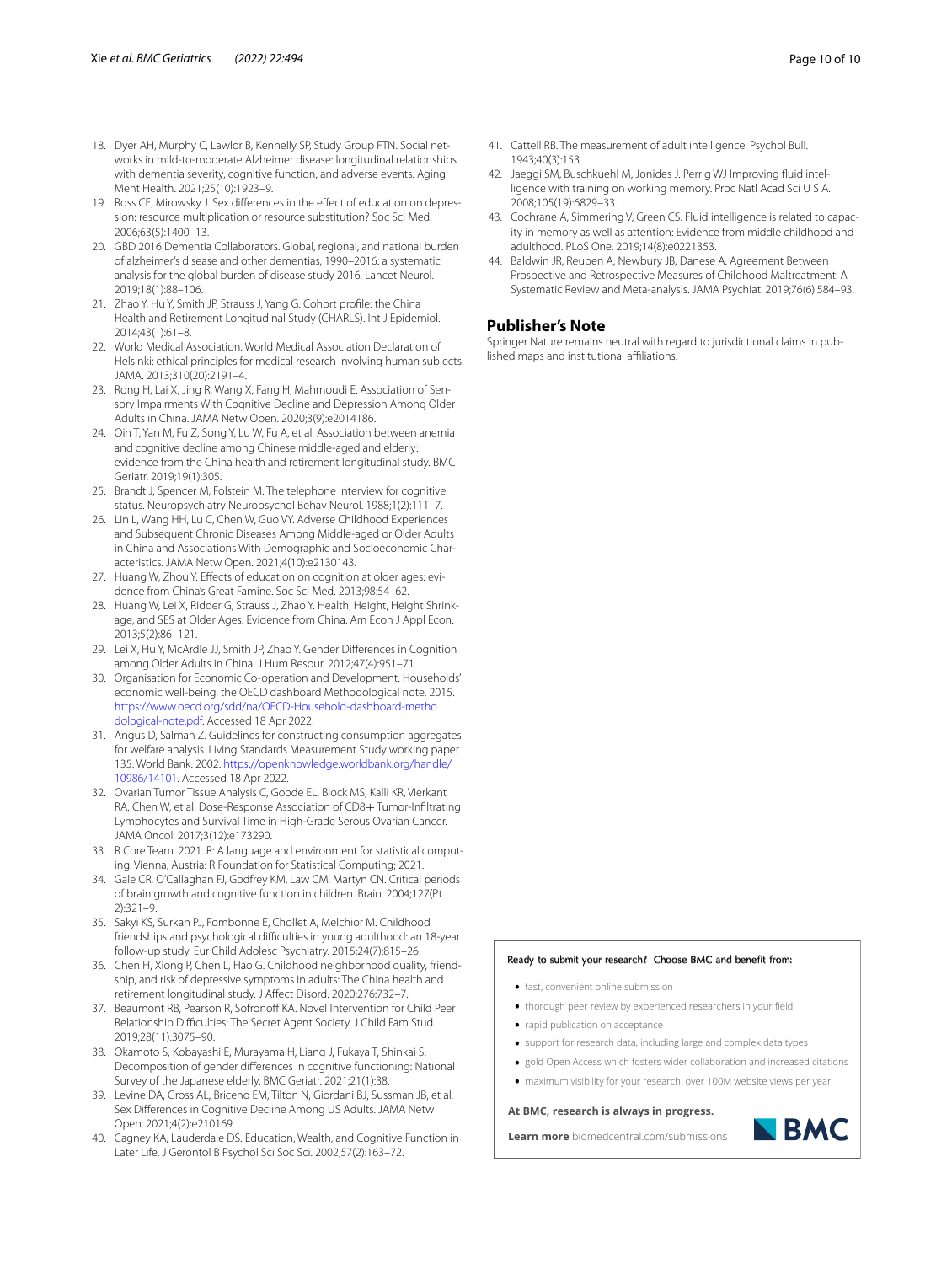18. Dyer AH, Murphy C, Lawlor B, Kennelly SP, Study Group FTN. Social networks in mild-to-moderate Alzheimer disease: longitudinal relationships with dementia severity, cognitive function, and adverse events. Aging Ment Health. 2021;25(10):1923–9.
19. Ross CE, Mirowsky J. Sex differences in the effect of education on depression: resource multiplication or resource substitution? Soc Sci Med. 2006;63(5):1400–13.
20. GBD 2016 Dementia Collaborators. Global, regional, and national burden of alzheimer's disease and other dementias, 1990–2016: a systematic analysis for the global burden of disease study 2016. Lancet Neurol. 2019;18(1):88–106.
21. Zhao Y, Hu Y, Smith JP, Strauss J, Yang G. Cohort profile: the China Health and Retirement Longitudinal Study (CHARLS). Int J Epidemiol. 2014;43(1):61–8.
22. World Medical Association. World Medical Association Declaration of Helsinki: ethical principles for medical research involving human subjects. JAMA. 2013;310(20):2191–4.
23. Rong H, Lai X, Jing R, Wang X, Fang H, Mahmoudi E. Association of Sensory Impairments With Cognitive Decline and Depression Among Older Adults in China. JAMA Netw Open. 2020;3(9):e2014186.
24. Qin T, Yan M, Fu Z, Song Y, Lu W, Fu A, et al. Association between anemia and cognitive decline among Chinese middle-aged and elderly: evidence from the China health and retirement longitudinal study. BMC Geriatr. 2019;19(1):305.
25. Brandt J, Spencer M, Folstein M. The telephone interview for cognitive status. Neuropsychiatry Neuropsychol Behav Neurol. 1988;1(2):111–7.
26. Lin L, Wang HH, Lu C, Chen W, Guo VY. Adverse Childhood Experiences and Subsequent Chronic Diseases Among Middle-aged or Older Adults in China and Associations With Demographic and Socioeconomic Characteristics. JAMA Netw Open. 2021;4(10):e2130143.
27. Huang W, Zhou Y. Effects of education on cognition at older ages: evidence from China's Great Famine. Soc Sci Med. 2013;98:54–62.
28. Huang W, Lei X, Ridder G, Strauss J, Zhao Y. Health, Height, Height Shrinkage, and SES at Older Ages: Evidence from China. Am Econ J Appl Econ. 2013;5(2):86–121.
29. Lei X, Hu Y, McArdle JJ, Smith JP, Zhao Y. Gender Differences in Cognition among Older Adults in China. J Hum Resour. 2012;47(4):951–71.
30. Organisation for Economic Co-operation and Development. Households' economic well-being: the OECD dashboard Methodological note. 2015. https://www.oecd.org/sdd/na/OECD-Household-dashboard-methodological-note.pdf. Accessed 18 Apr 2022.
31. Angus D, Salman Z. Guidelines for constructing consumption aggregates for welfare analysis. Living Standards Measurement Study working paper 135. World Bank. 2002. https://openknowledge.worldbank.org/handle/10986/14101. Accessed 18 Apr 2022.
32. Ovarian Tumor Tissue Analysis C, Goode EL, Block MS, Kalli KR, Vierkant RA, Chen W, et al. Dose-Response Association of CD8+ Tumor-Infiltrating Lymphocytes and Survival Time in High-Grade Serous Ovarian Cancer. JAMA Oncol. 2017;3(12):e173290.
33. R Core Team. 2021. R: A language and environment for statistical computing. Vienna, Austria: R Foundation for Statistical Computing; 2021.
34. Gale CR, O'Callaghan FJ, Godfrey KM, Law CM, Martyn CN. Critical periods of brain growth and cognitive function in children. Brain. 2004;127(Pt 2):321–9.
35. Sakyi KS, Surkan PJ, Fombonne E, Chollet A, Melchior M. Childhood friendships and psychological difficulties in young adulthood: an 18-year follow-up study. Eur Child Adolesc Psychiatry. 2015;24(7):815–26.
36. Chen H, Xiong P, Chen L, Hao G. Childhood neighborhood quality, friendship, and risk of depressive symptoms in adults: The China health and retirement longitudinal study. J Affect Disord. 2020;276:732–7.
37. Beaumont RB, Pearson R, Sofronoff KA. Novel Intervention for Child Peer Relationship Difficulties: The Secret Agent Society. J Child Fam Stud. 2019;28(11):3075–90.
38. Okamoto S, Kobayashi E, Murayama H, Liang J, Fukaya T, Shinkai S. Decomposition of gender differences in cognitive functioning: National Survey of the Japanese elderly. BMC Geriatr. 2021;21(1):38.
39. Levine DA, Gross AL, Briceno EM, Tilton N, Giordani BJ, Sussman JB, et al. Sex Differences in Cognitive Decline Among US Adults. JAMA Netw Open. 2021;4(2):e210169.
40. Cagney KA, Lauderdale DS. Education, Wealth, and Cognitive Function in Later Life. J Gerontol B Psychol Sci Soc Sci. 2002;57(2):163–72.
41. Cattell RB. The measurement of adult intelligence. Psychol Bull. 1943;40(3):153.
42. Jaeggi SM, Buschkuehl M, Jonides J. Perrig WJ Improving fluid intelligence with training on working memory. Proc Natl Acad Sci U S A. 2008;105(19):6829–33.
43. Cochrane A, Simmering V, Green CS. Fluid intelligence is related to capacity in memory as well as attention: Evidence from middle childhood and adulthood. PLoS One. 2019;14(8):e0221353.
44. Baldwin JR, Reuben A, Newbury JB, Danese A. Agreement Between Prospective and Retrospective Measures of Childhood Maltreatment: A Systematic Review and Meta-analysis. JAMA Psychiat. 2019;76(6):584–93.

## Publisher's Note

Springer Nature remains neutral with regard to jurisdictional claims in published maps and institutional affiliations.

Ready to submit your research? Choose BMC and benefit from:

- fast, convenient online submission
- thorough peer review by experienced researchers in your field
- rapid publication on acceptance
- support for research data, including large and complex data types
- gold Open Access which fosters wider collaboration and increased citations
- maximum visibility for your research: over 100M website views per year

**At BMC, research is always in progress.**

**Learn more** biomedcentral.com/submissions